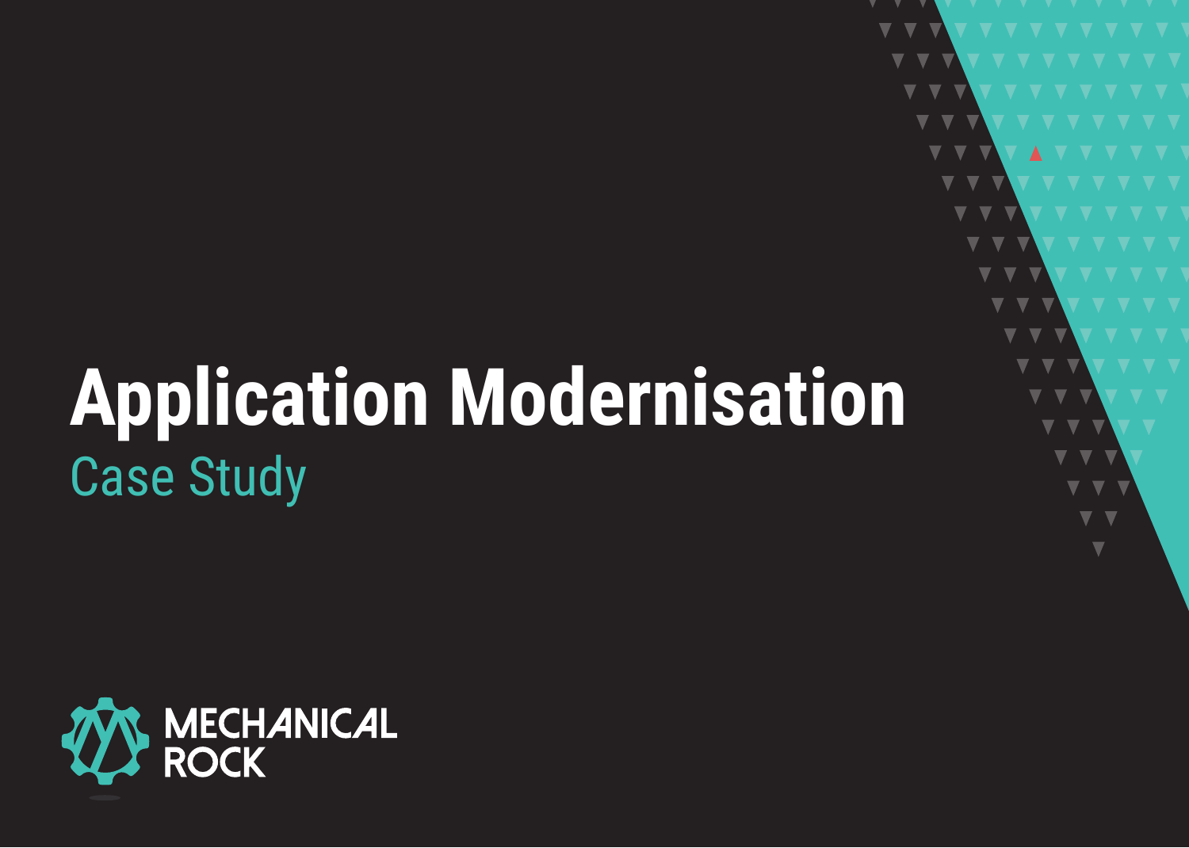# Application Modernisation

## Case Study

MECHANICAL ROCK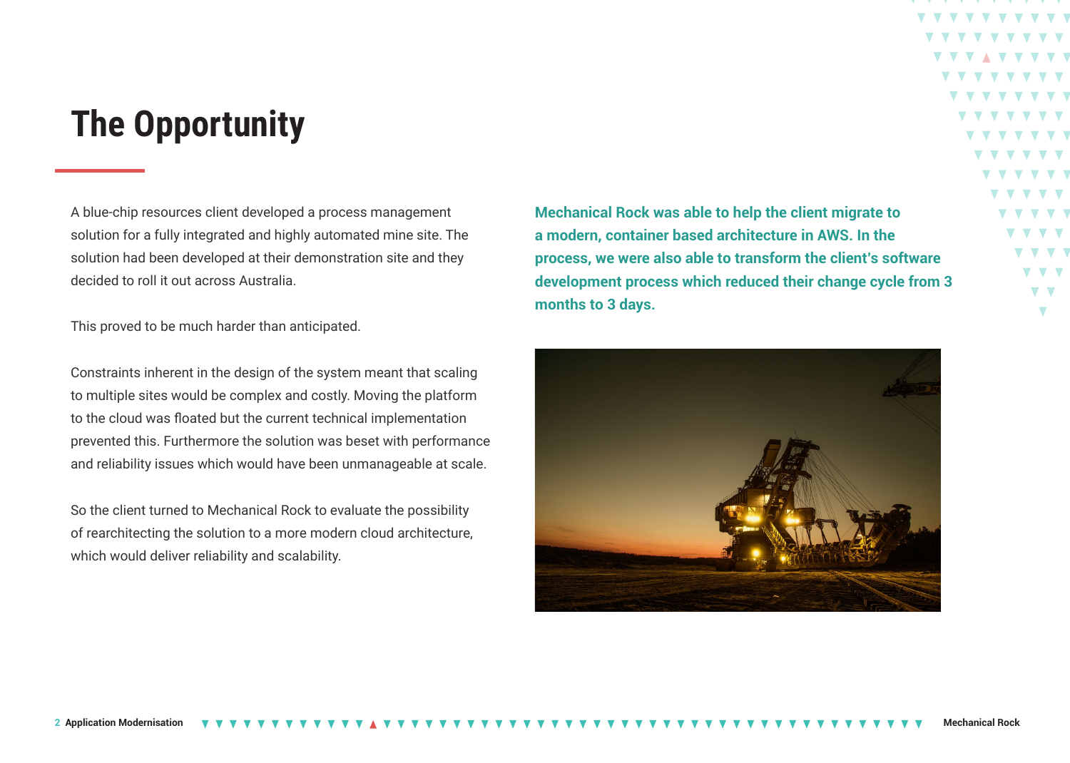# The Opportunity

A blue-chip resources client developed a process management solution for a fully integrated and highly automated mine site. The solution had been developed at their demonstration site and they decided to roll it out across Australia.

This proved to be much harder than anticipated.

Constraints inherent in the design of the system meant that scaling to multiple sites would be complex and costly. Moving the platform to the cloud was floated but the current technical implementation prevented this. Furthermore the solution was beset with performance and reliability issues which would have been unmanageable at scale.

So the client turned to Mechanical Rock to evaluate the possibility of rearchitecting the solution to a more modern cloud architecture, which would deliver reliability and scalability.

**Mechanical Rock was able to help the client migrate to a modern, container based architecture in AWS. In the process, we were also able to transform the client's software development process which reduced their change cycle from 3 months to 3 days.**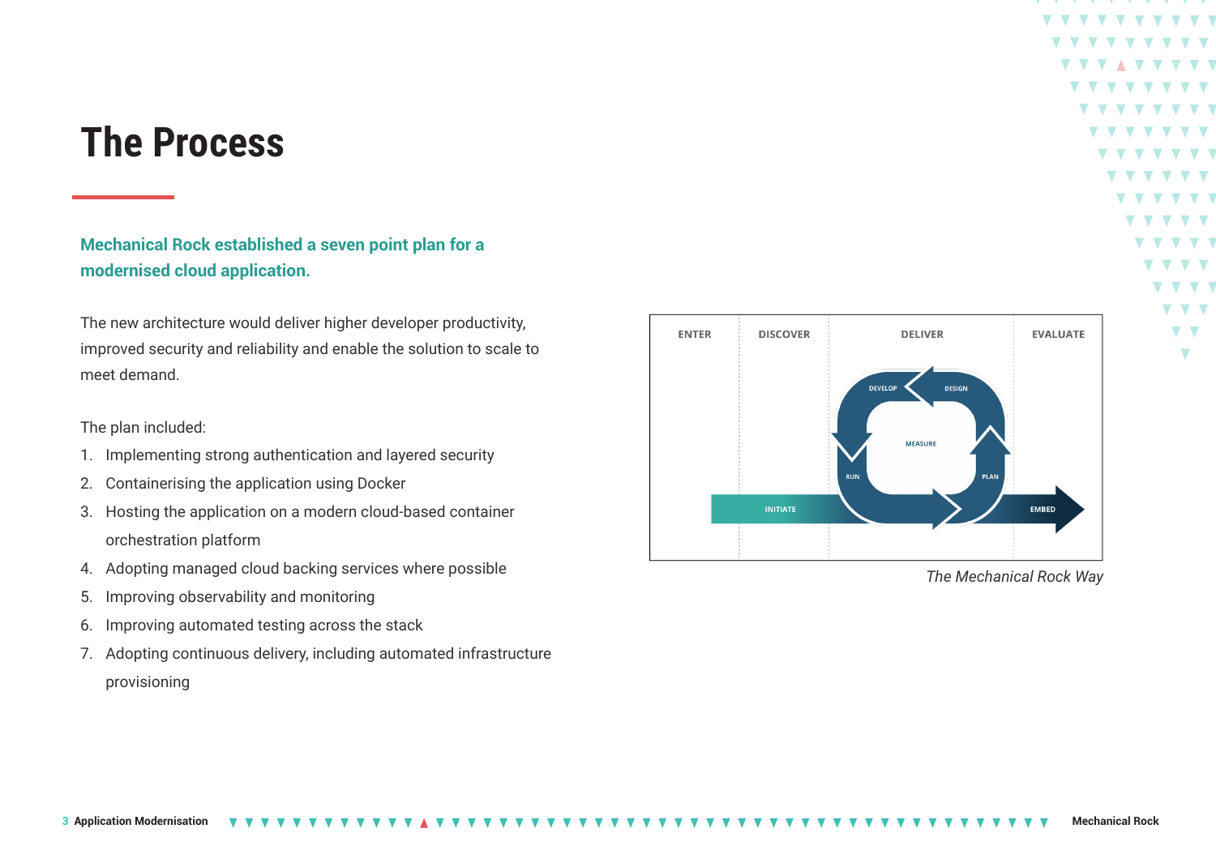# The Process

**Mechanical Rock established a seven point plan for a modernised cloud application.**

The new architecture would deliver higher developer productivity, improved security and reliability and enable the solution to scale to meet demand.

The plan included:

1. Implementing strong authentication and layered security
2. Containerising the application using Docker
3. Hosting the application on a modern cloud-based container orchestration platform
4. Adopting managed cloud backing services where possible
5. Improving observability and monitoring
6. Improving automated testing across the stack
7. Adopting continuous delivery, including automated infrastructure provisioning

*The Mechanical Rock Way*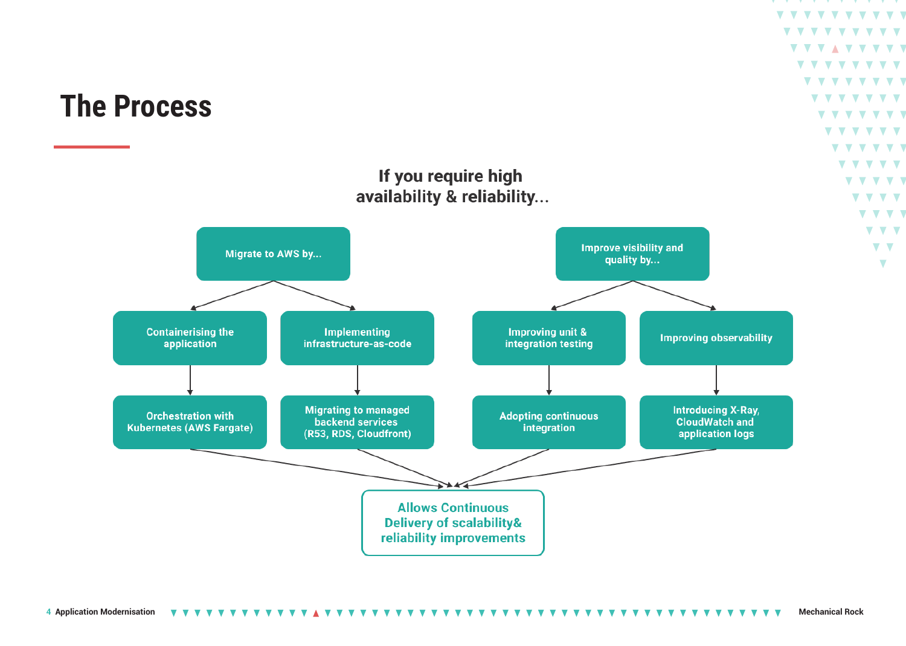# The Process

**If you require high availability & reliability...**

- **Migrate to AWS by...**
  - Containerising the application
    - Orchestration with Kubernetes (AWS Fargate)
  - Implementing infrastructure-as-code
    - Migrating to managed backend services (R53, RDS, Cloudfront)
- **Improve visibility and quality by...**
  - Improving unit & integration testing
    - Adopting continuous integration
  - Improving observability
    - Introducing X-Ray, CloudWatch and application logs

**Allows Continuous Delivery of scalability& reliability improvements**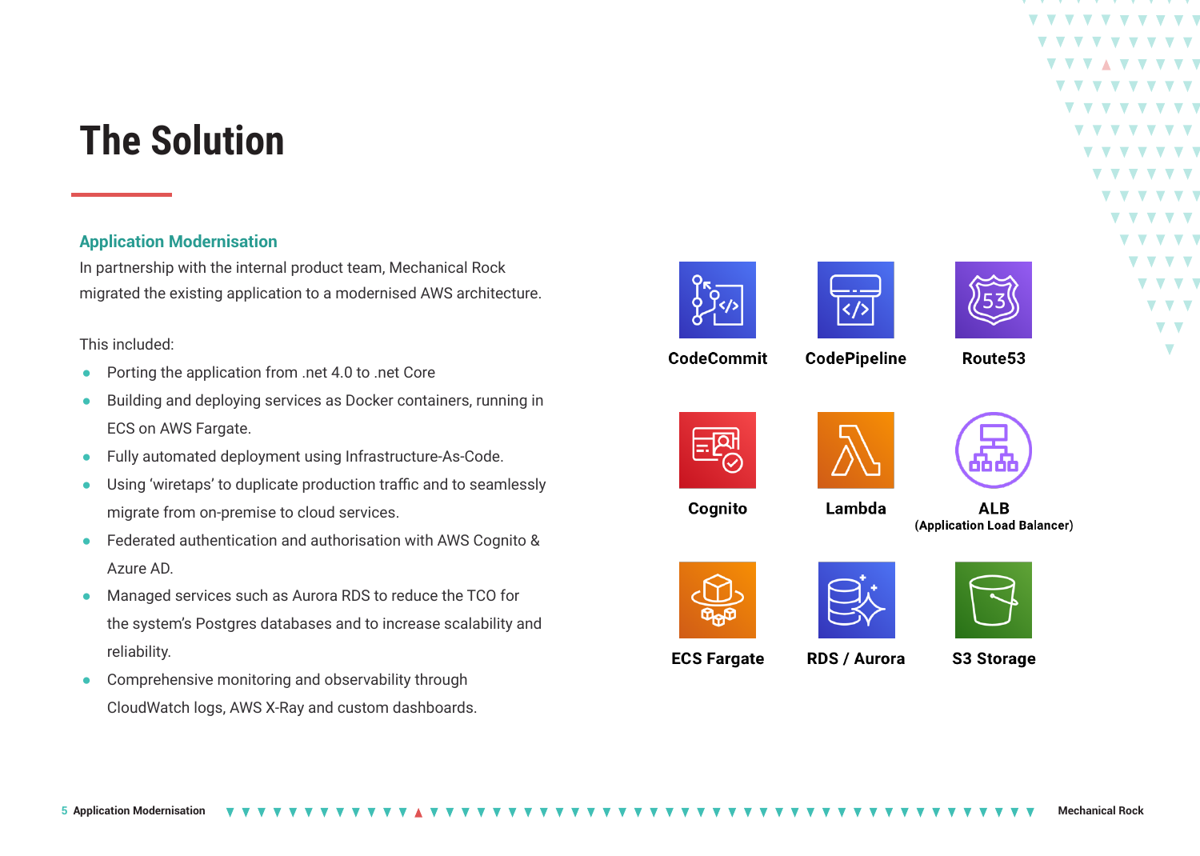# The Solution

## Application Modernisation

In partnership with the internal product team, Mechanical Rock migrated the existing application to a modernised AWS architecture.

This included:

- Porting the application from .net 4.0 to .net Core
- Building and deploying services as Docker containers, running in ECS on AWS Fargate.
- Fully automated deployment using Infrastructure-As-Code.
- Using 'wiretaps' to duplicate production traffic and to seamlessly migrate from on-premise to cloud services.
- Federated authentication and authorisation with AWS Cognito & Azure AD.
- Managed services such as Aurora RDS to reduce the TCO for the system's Postgres databases and to increase scalability and reliability.
- Comprehensive monitoring and observability through CloudWatch logs, AWS X-Ray and custom dashboards.

**CodeCommit** | **CodePipeline** | **Route53**

**Cognito** | **Lambda** | **ALB** (Application Load Balancer)

**ECS Fargate** | **RDS / Aurora** | **S3 Storage**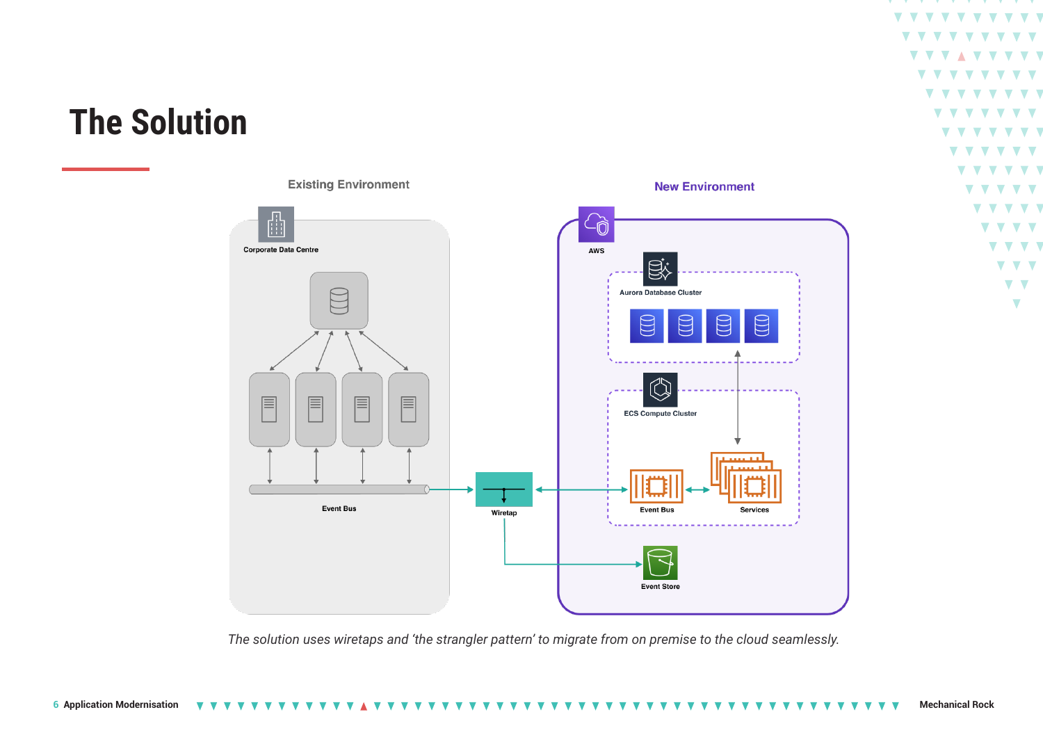# The Solution

Existing Environment

Corporate Data Centre

Event Bus

Wiretap

New Environment

AWS

Aurora Database Cluster

ECS Compute Cluster

Event Bus

Services

Event Store

*The solution uses wiretaps and 'the strangler pattern' to migrate from on premise to the cloud seamlessly.*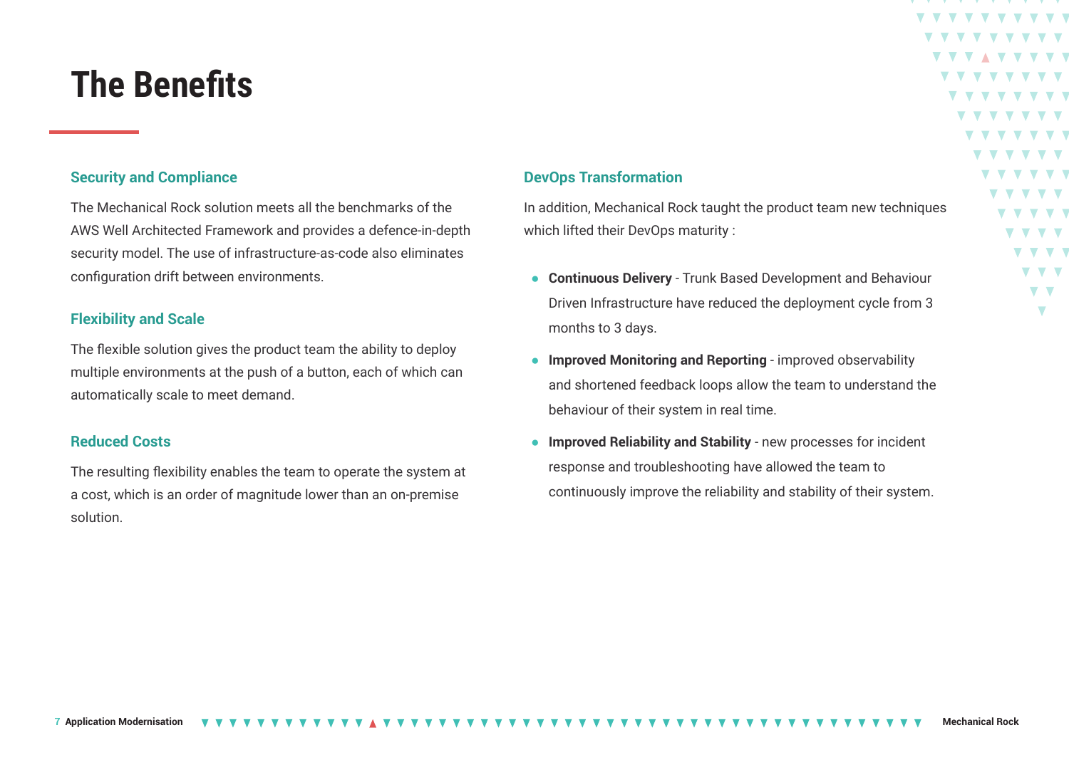# The Benefits

## Security and Compliance

The Mechanical Rock solution meets all the benchmarks of the AWS Well Architected Framework and provides a defence-in-depth security model. The use of infrastructure-as-code also eliminates configuration drift between environments.

## Flexibility and Scale

The flexible solution gives the product team the ability to deploy multiple environments at the push of a button, each of which can automatically scale to meet demand.

## Reduced Costs

The resulting flexibility enables the team to operate the system at a cost, which is an order of magnitude lower than an on-premise solution.

## DevOps Transformation

In addition, Mechanical Rock taught the product team new techniques which lifted their DevOps maturity :

- **Continuous Delivery** - Trunk Based Development and Behaviour Driven Infrastructure have reduced the deployment cycle from 3 months to 3 days.
- **Improved Monitoring and Reporting** - improved observability and shortened feedback loops allow the team to understand the behaviour of their system in real time.
- **Improved Reliability and Stability** - new processes for incident response and troubleshooting have allowed the team to continuously improve the reliability and stability of their system.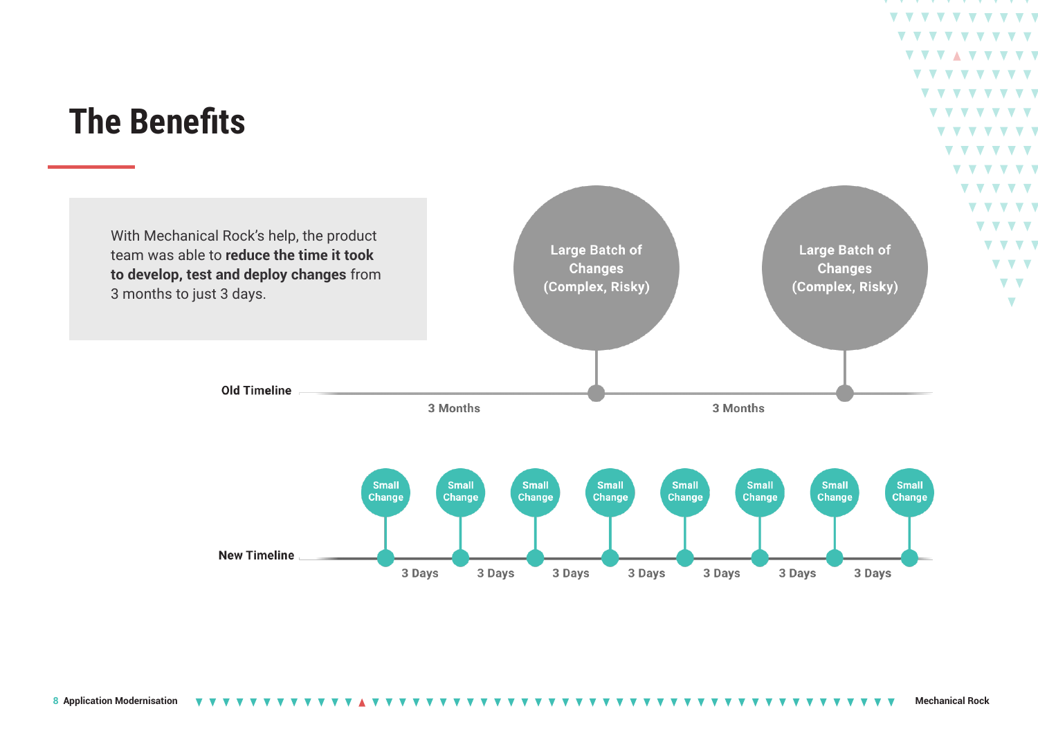# The Benefits

With Mechanical Rock's help, the product team was able to **reduce the time it took to develop, test and deploy changes** from 3 months to just 3 days.

**Old Timeline**

Large Batch of Changes (Complex, Risky) — 3 Months — Large Batch of Changes (Complex, Risky) — 3 Months

**New Timeline**

Small Change — 3 Days — Small Change — 3 Days — Small Change — 3 Days — Small Change — 3 Days — Small Change — 3 Days — Small Change — 3 Days — Small Change — 3 Days — Small Change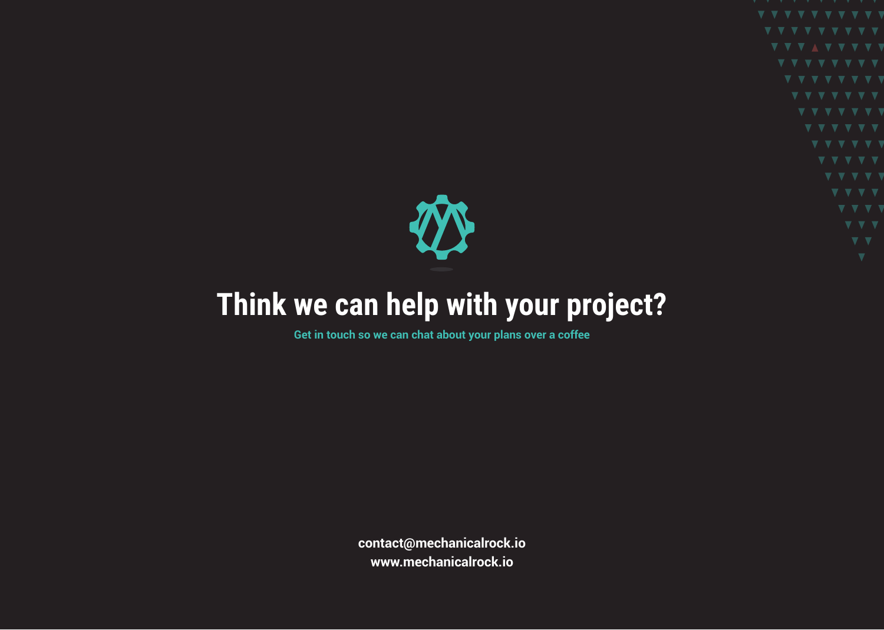# Think we can help with your project?

**Get in touch so we can chat about your plans over a coffee**

**contact@mechanicalrock.io**
**www.mechanicalrock.io**